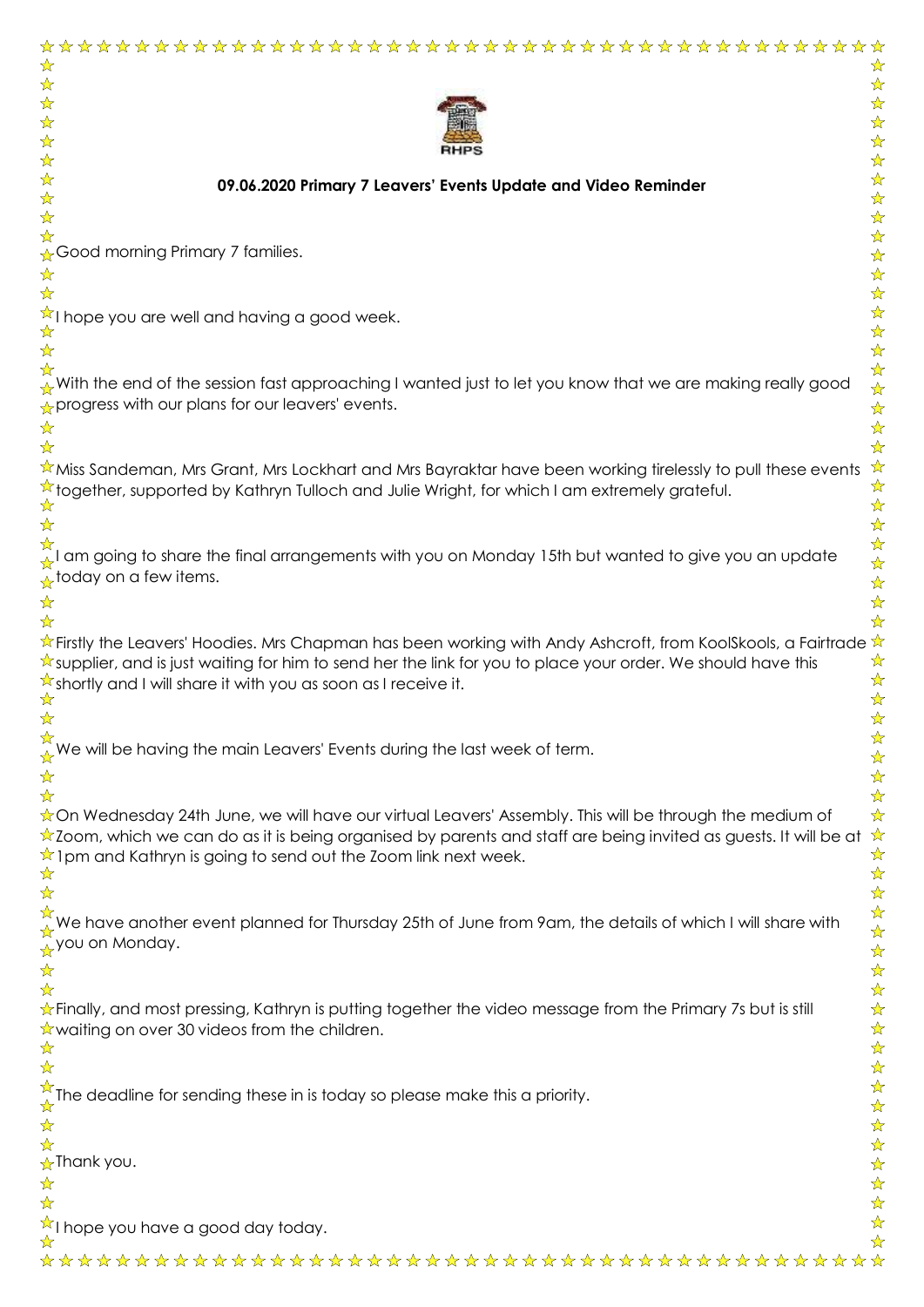RHPS

**09.06.2020 Primary 7 Leavers' Events Update and Video Reminder**

Good morning Primary 7 families.

I hope you are well and having a good week.

With the end of the session fast approaching I wanted just to let you know that we are making really good progress with our plans for our leavers' events.

Miss Sandeman, Mrs Grant, Mrs Lockhart and Mrs Bayraktar have been working tirelessly to pull these events together, supported by Kathryn Tulloch and Julie Wright, for which I am extremely grateful.

I am going to share the final arrangements with you on Monday 15th but wanted to give you an update today on a few items.

Firstly the Leavers' Hoodies. Mrs Chapman has been working with Andy Ashcroft, from KoolSkools, a Fairtrade supplier, and is just waiting for him to send her the link for you to place your order. We should have this shortly and I will share it with you as soon as I receive it.

We will be having the main Leavers' Events during the last week of term.

On Wednesday 24th June, we will have our virtual Leavers' Assembly. This will be through the medium of Zoom, which we can do as it is being organised by parents and staff are being invited as guests. It will be at 1pm and Kathryn is going to send out the Zoom link next week.

We have another event planned for Thursday 25th of June from 9am, the details of which I will share with you on Monday.

Finally, and most pressing, Kathryn is putting together the video message from the Primary 7s but is still waiting on over 30 videos from the children.

The deadline for sending these in is today so please make this a priority.

Thank you.

I hope you have a good day today.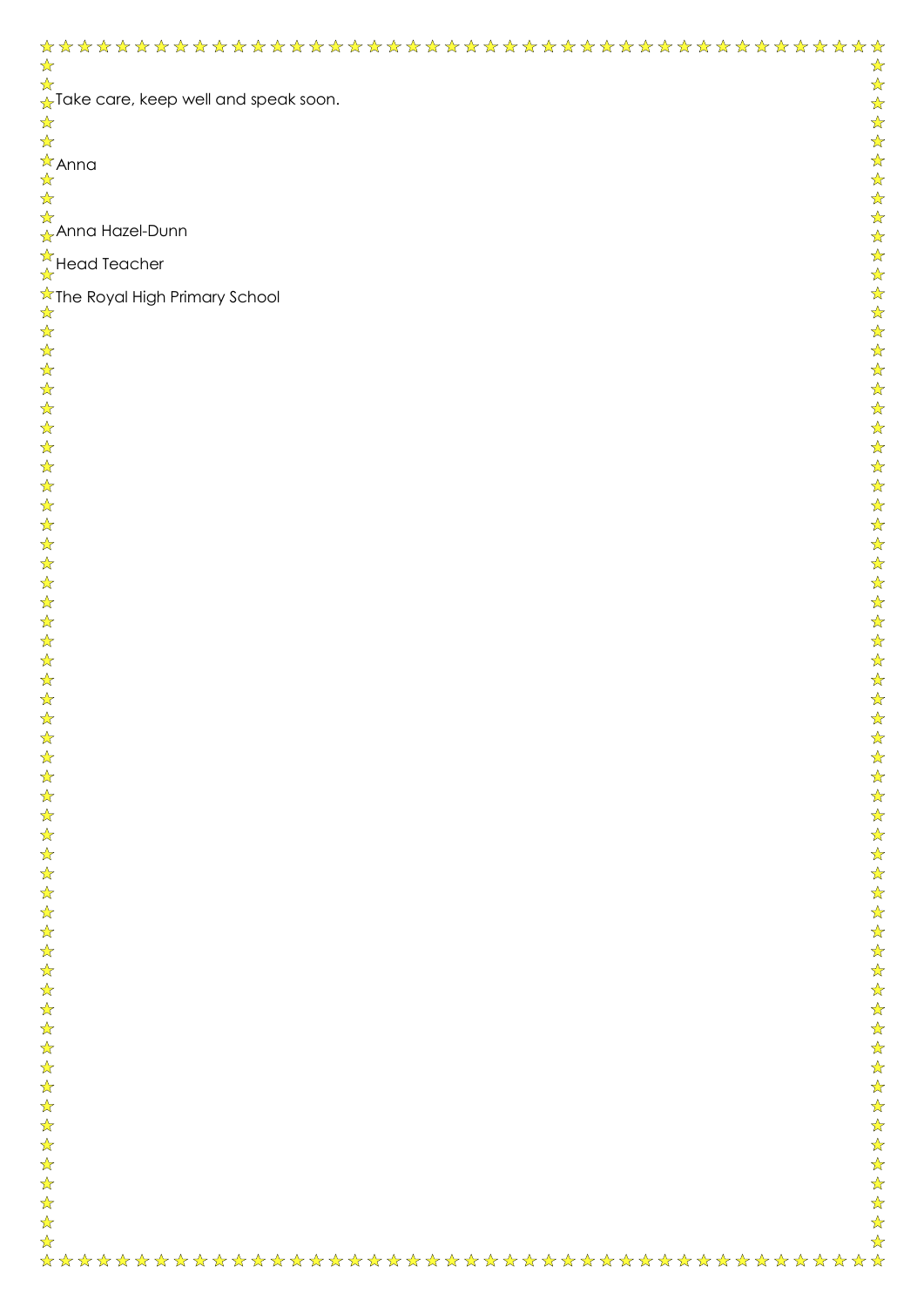Take care, keep well and speak soon.

Anna

Anna Hazel-Dunn

Head Teacher

The Royal High Primary School